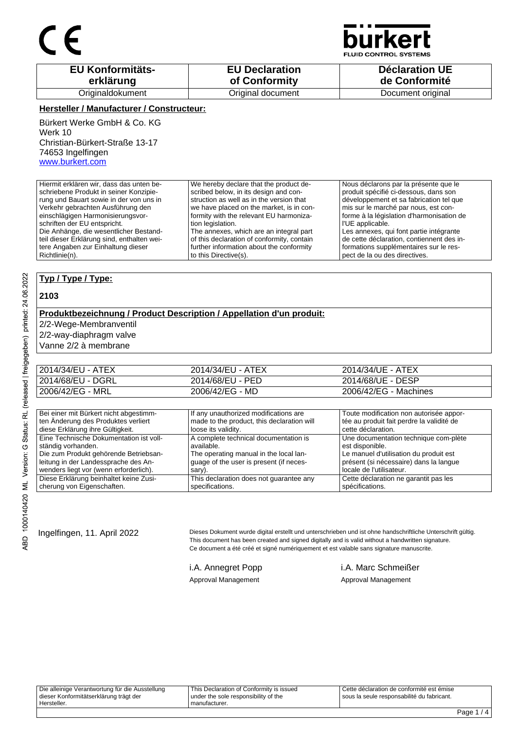CE

**bürkert** FLUID CONTROL SYSTEMS

| EU Konformitäts-erklärung | EU Declaration of Conformity | Déclaration UE de Conformité |
|---|---|---|
| Originaldokument | Original document | Document original |

**Hersteller / Manufacturer / Constructeur:**

Bürkert Werke GmbH & Co. KG
Werk 10
Christian-Bürkert-Straße 13-17
74653 Ingelfingen
www.burkert.com

| | | |
|---|---|---|
| Hiermit erklären wir, dass das unten beschriebene Produkt in seiner Konzipierung und Bauart sowie in der von uns in Verkehr gebrachten Ausführung den einschlägigen Harmonisierungsvorschriften der EU entspricht. Die Anhänge, die wesentlicher Bestandteil dieser Erklärung sind, enthalten weitere Angaben zur Einhaltung dieser Richtlinie(n). | We hereby declare that the product described below, in its design and construction as well as in the version that we have placed on the market, is in conformity with the relevant EU harmonization legislation. The annexes, which are an integral part of this declaration of conformity, contain further information about the conformity to this Directive(s). | Nous déclarons par la présente que le produit spécifié ci-dessous, dans son développement et sa fabrication tel que mis sur le marché par nous, est conforme à la législation d'harmonisation de l'UE applicable. Les annexes, qui font partie intégrante de cette déclaration, contiennent des informations supplémentaires sur le respect de la ou des directives. |

**Typ / Type / Type:**

**2103**

**Produktbezeichnung / Product Description / Appellation d'un produit:**

2/2-Wege-Membranventil
2/2-way-diaphragm valve
Vanne 2/2 à membrane

| | | |
|---|---|---|
| 2014/34/EU - ATEX | 2014/34/EU - ATEX | 2014/34/UE - ATEX |
| 2014/68/EU - DGRL | 2014/68/EU - PED | 2014/68/UE - DESP |
| 2006/42/EG - MRL | 2006/42/EG - MD | 2006/42/EG - Machines |

| | | |
|---|---|---|
| Bei einer mit Bürkert nicht abgestimmten Änderung des Produktes verliert diese Erklärung ihre Gültigkeit. | If any unauthorized modifications are made to the product, this declaration will loose its validity. | Toute modification non autorisée apportée au produit fait perdre la validité de cette déclaration. |
| Eine Technische Dokumentation ist vollständig vorhanden. Die zum Produkt gehörende Betriebsanleitung in der Landessprache des Anwenders liegt vor (wenn erforderlich). | A complete technical documentation is available. The operating manual in the local language of the user is present (if necessary). | Une documentation technique com-plète est disponible. Le manuel d'utilisation du produit est présent (si nécessaire) dans la langue locale de l'utilisateur. |
| Diese Erklärung beinhaltet keine Zusicherung von Eigenschaften. | This declaration does not guarantee any specifications. | Cette déclaration ne garantit pas les spécifications. |

Ingelfingen, 11. April 2022

Dieses Dokument wurde digital erstellt und unterschrieben und ist ohne handschriftliche Unterschrift gültig.
This document has been created and signed digitally and is valid without a handwritten signature.
Ce document a été créé et signé numériquement et est valable sans signature manuscrite.

i.A. Annegret Popp
Approval Management

i.A. Marc Schmeißer
Approval Management

| | | |
|---|---|---|
| Die alleinige Verantwortung für die Ausstellung dieser Konformitätserklärung trägt der Hersteller. | This Declaration of Conformity is issued under the sole responsibility of the manufacturer. | Cette déclaration de conformité est émise sous la seule responsabilité du fabricant. |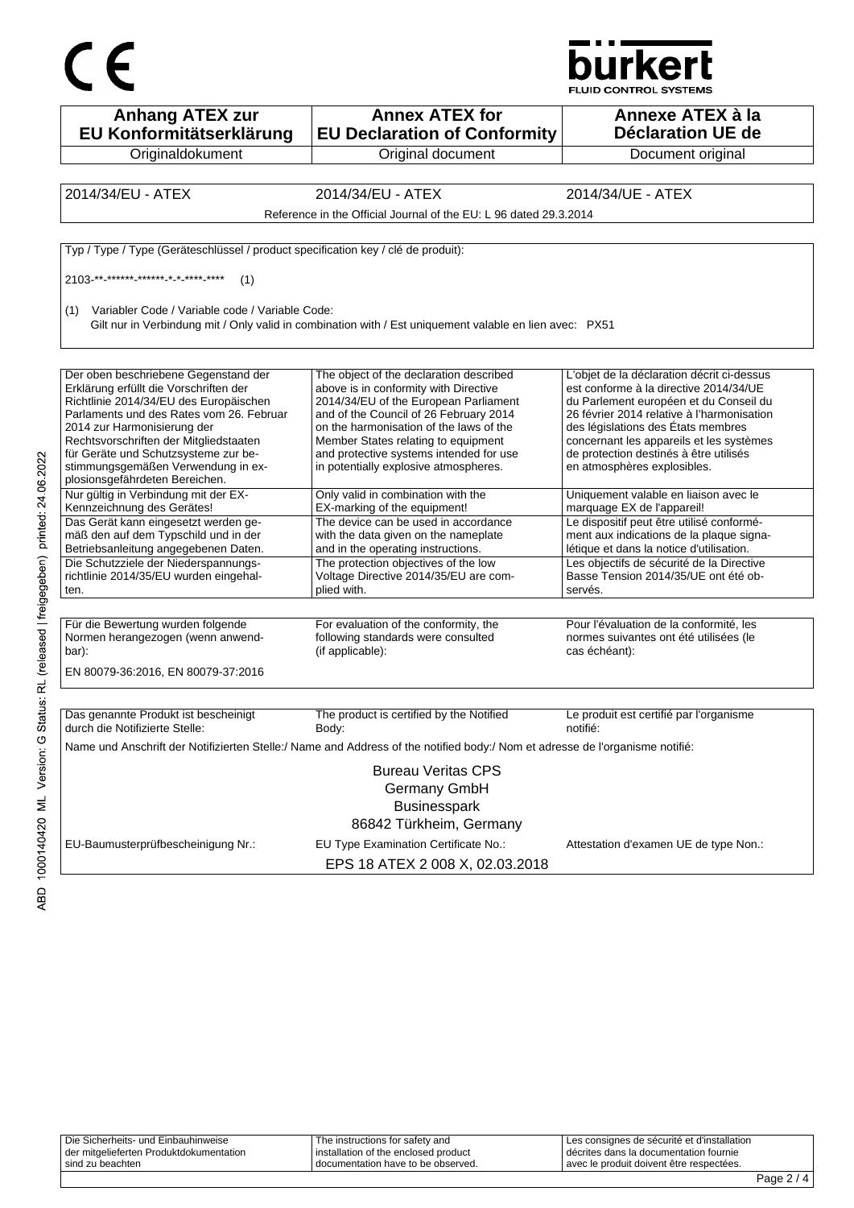CE

bürkert
FLUID CONTROL SYSTEMS

| Anhang ATEX zur EU Konformitätserklärung | Annex ATEX for EU Declaration of Conformity | Annexe ATEX à la Déclaration UE de |
| --- | --- | --- |
| Originaldokument | Original document | Document original |

| 2014/34/EU - ATEX | 2014/34/EU - ATEX | 2014/34/UE - ATEX |
| --- | --- | --- |

Reference in the Official Journal of the EU: L 96 dated 29.3.2014

Typ / Type / Type (Geräteschlüssel / product specification key / clé de produit):

2103-**-******-******-*-*-****-****   (1)

(1)   Variabler Code / Variable code / Variable Code:
Gilt nur in Verbindung mit / Only valid in combination with / Est uniquement valable en lien avec:   PX51

| Der oben beschriebene Gegenstand der Erklärung erfüllt die Vorschriften der Richtlinie 2014/34/EU des Europäischen Parlaments und des Rates vom 26. Februar 2014 zur Harmonisierung der Rechtsvorschriften der Mitgliedstaaten für Geräte und Schutzsysteme zur be-stimmungsgemäßen Verwendung in ex-plosionsgefährdeten Bereichen. | The object of the declaration described above is in conformity with Directive 2014/34/EU of the European Parliament and of the Council of 26 February 2014 on the harmonisation of the laws of the Member States relating to equipment and protective systems intended for use in potentially explosive atmospheres. | L'objet de la déclaration décrit ci-dessus est conforme à la directive 2014/34/UE du Parlement européen et du Conseil du 26 février 2014 relative à l'harmonisation des législations des États membres concernant les appareils et les systèmes de protection destinés à être utilisés en atmosphères explosibles. |
| --- | --- | --- |
| Nur gültig in Verbindung mit der EX-Kennzeichnung des Gerätes! | Only valid in combination with the EX-marking of the equipment! | Uniquement valable en liaison avec le marquage EX de l'appareil! |
| Das Gerät kann eingesetzt werden ge-mäß den auf dem Typschild und in der Betriebsanleitung angegebenen Daten. | The device can be used in accordance with the data given on the nameplate and in the operating instructions. | Le dispositif peut être utilisé conformé-ment aux indications de la plaque signa-létique et dans la notice d'utilisation. |
| Die Schutzziele der Niederspannungs-richtlinie 2014/35/EU wurden eingehal-ten. | The protection objectives of the low Voltage Directive 2014/35/EU are com-plied with. | Les objectifs de sécurité de la Directive Basse Tension 2014/35/UE ont été ob-servés. |

| Für die Bewertung wurden folgende Normen herangezogen (wenn anwend-bar): | For evaluation of the conformity, the following standards were consulted (if applicable): | Pour l'évaluation de la conformité, les normes suivantes ont été utilisées (le cas échéant): |
| --- | --- | --- |

EN 80079-36:2016, EN 80079-37:2016

| Das genannte Produkt ist bescheinigt durch die Notifizierte Stelle: | The product is certified by the Notified Body: | Le produit est certifié par l'organisme notifié: |
| --- | --- | --- |

Name und Anschrift der Notifizierten Stelle:/ Name and Address of the notified body:/ Nom et adresse de l'organisme notifié:

Bureau Veritas CPS
Germany GmbH
Businesspark
86842 Türkheim, Germany

| EU-Baumusterprüfbescheinigung Nr.: | EU Type Examination Certificate No.: | Attestation d'examen UE de type Non.: |
| --- | --- | --- |

EPS 18 ATEX 2 008 X, 02.03.2018

| Die Sicherheits- und Einbauhinweise der mitgelieferten Produktdokumentation sind zu beachten | The instructions for safety and installation of the enclosed product documentation have to be observed. | Les consignes de sécurité et d'installation décrites dans la documentation fournie avec le produit doivent être respectées. |
| --- | --- | --- |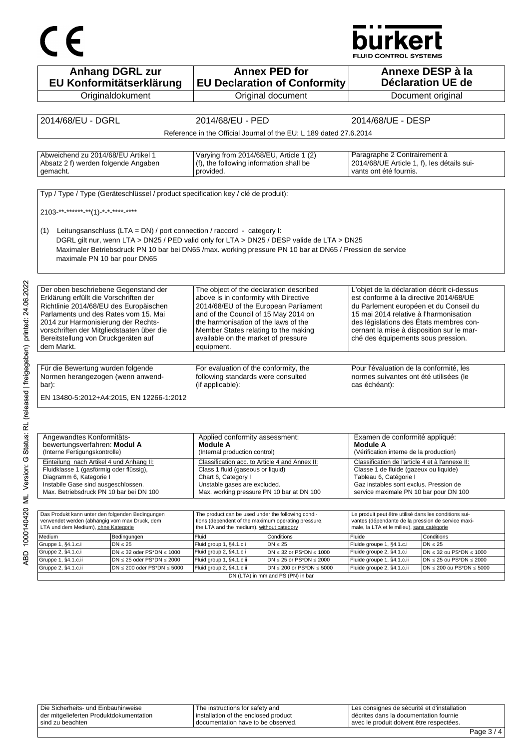CE

bürkert
FLUID CONTROL SYSTEMS

| Anhang DGRL zur EU Konformitätserklärung | Annex PED for EU Declaration of Conformity | Annexe DESP à la Déclaration UE de |
|---|---|---|
| Originaldokument | Original document | Document original |

| 2014/68/EU - DGRL | 2014/68/EU - PED | 2014/68/UE - DESP |
|---|---|---|
| | Reference in the Official Journal of the EU: L 189 dated 27.6.2014 | |

| Abweichend zu 2014/68/EU Artikel 1 Absatz 2 f) werden folgende Angaben gemacht. | Varying from 2014/68/EU, Article 1 (2) (f), the following information shall be provided. | Paragraphe 2 Contrairement à 2014/68/UE Article 1, f), les détails suivants ont été fournis. |
|---|---|---|

Typ / Type / Type (Geräteschlüssel / product specification key / clé de produit):

2103-**-******-**(1)-*-*-****-****

(1) Leitungsanschluss (LTA = DN) / port connection / raccord - category I:
DGRL gilt nur, wenn LTA > DN25 / PED valid only for LTA > DN25 / DESP valide de LTA > DN25
Maximaler Betriebsdruck PN 10 bar bei DN65 /max. working pressure PN 10 bar at DN65 / Pression de service maximale PN 10 bar pour DN65

| Der oben beschriebene Gegenstand der Erklärung erfüllt die Vorschriften der Richtlinie 2014/68/EU des Europäischen Parlaments und des Rates vom 15. Mai 2014 zur Harmonisierung der Rechtsvorschriften der Mitgliedstaaten über die Bereitstellung von Druckgeräten auf dem Markt. | The object of the declaration described above is in conformity with Directive 2014/68/EU of the European Parliament and of the Council of 15 May 2014 on the harmonisation of the laws of the Member States relating to the making available on the market of pressure equipment. | L'objet de la déclaration décrit ci-dessus est conforme à la directive 2014/68/UE du Parlement européen et du Conseil du 15 mai 2014 relative à l'harmonisation des législations des États membres concernant la mise à disposition sur le marché des équipements sous pression. |
|---|---|---|

| Für die Bewertung wurden folgende Normen herangezogen (wenn anwendbar): | For evaluation of the conformity, the following standards were consulted (if applicable): | Pour l'évaluation de la conformité, les normes suivantes ont été utilisées (le cas échéant): |
|---|---|---|

EN 13480-5:2012+A4:2015, EN 12266-1:2012

| Angewandtes Konformitätsbewertungsverfahren: **Modul A** (Interne Fertigungskontrolle) | Applied conformity assessment: **Module A** (Internal production control) | Examen de conformité appliqué: **Module A** (Vérification interne de la production) |
|---|---|---|
| Einteilung nach Artikel 4 und Anhang II: Fluidklasse 1 (gasförmig oder flüssig), Diagramm 6, Kategorie I Instabile Gase sind ausgeschlossen. Max. Betriebsdruck PN 10 bar bei DN 100 | Classification acc. to Article 4 and Annex II: Class 1 fluid (gaseous or liquid) Chart 6, Category I Unstable gases are excluded. Max. working pressure PN 10 bar at DN 100 | Classification de l'article 4 et à l'annexe II: Classe 1 de fluide (gazeux ou liquide) Tableau 6, Catégorie I Gaz instables sont exclus. Pression de service maximale PN 10 bar pour DN 100 |

| Das Produkt kann unter den folgenden Bedingungen verwendet werden (abhängig vom max Druck, dem LTA und dem Medium), ohne Kategorie | | The product can be used under the following conditions (dependent of the maximum operating pressure, the LTA and the medium), without category | | Le produit peut être utilisé dans les conditions suivantes (dépendante de la pression de service maximale, la LTA et le milieu), sans catégorie | |
|---|---|---|---|---|---|
| Medium | Bedingungen | Fluid | Conditions | Fluide | Conditions |
| Gruppe 1, §4.1.c.i | DN ≤ 25 | Fluid group 1, §4.1.c.i | DN ≤ 25 | Fluide groupe 1, §4.1.c.i | DN ≤ 25 |
| Gruppe 2, §4.1.c.i | DN ≤ 32 oder PS*DN ≤ 1000 | Fluid group 2, §4.1.c.i | DN ≤ 32 or PS*DN ≤ 1000 | Fluide groupe 2, §4.1.c.i | DN ≤ 32 ou PS*DN ≤ 1000 |
| Gruppe 1, §4.1.c.ii | DN ≤ 25 oder PS*DN ≤ 2000 | Fluid group 1, §4.1.c.ii | DN ≤ 25 or PS*DN ≤ 2000 | Fluide groupe 1, §4.1.c.ii | DN ≤ 25 ou PS*DN ≤ 2000 |
| Gruppe 2, §4.1.c.ii | DN ≤ 200 oder PS*DN ≤ 5000 | Fluid group 2, §4.1.c.ii | DN ≤ 200 or PS*DN ≤ 5000 | Fluide groupe 2, §4.1.c.ii | DN ≤ 200 ou PS*DN ≤ 5000 |
| DN (LTA) in mm and PS (PN) in bar | | | | | |

| Die Sicherheits- und Einbauhinweise der mitgelieferten Produktdokumentation sind zu beachten | The instructions for safety and installation of the enclosed product documentation have to be observed. | Les consignes de sécurité et d'installation décrites dans la documentation fournie avec le produit doivent être respectées. |
|---|---|---|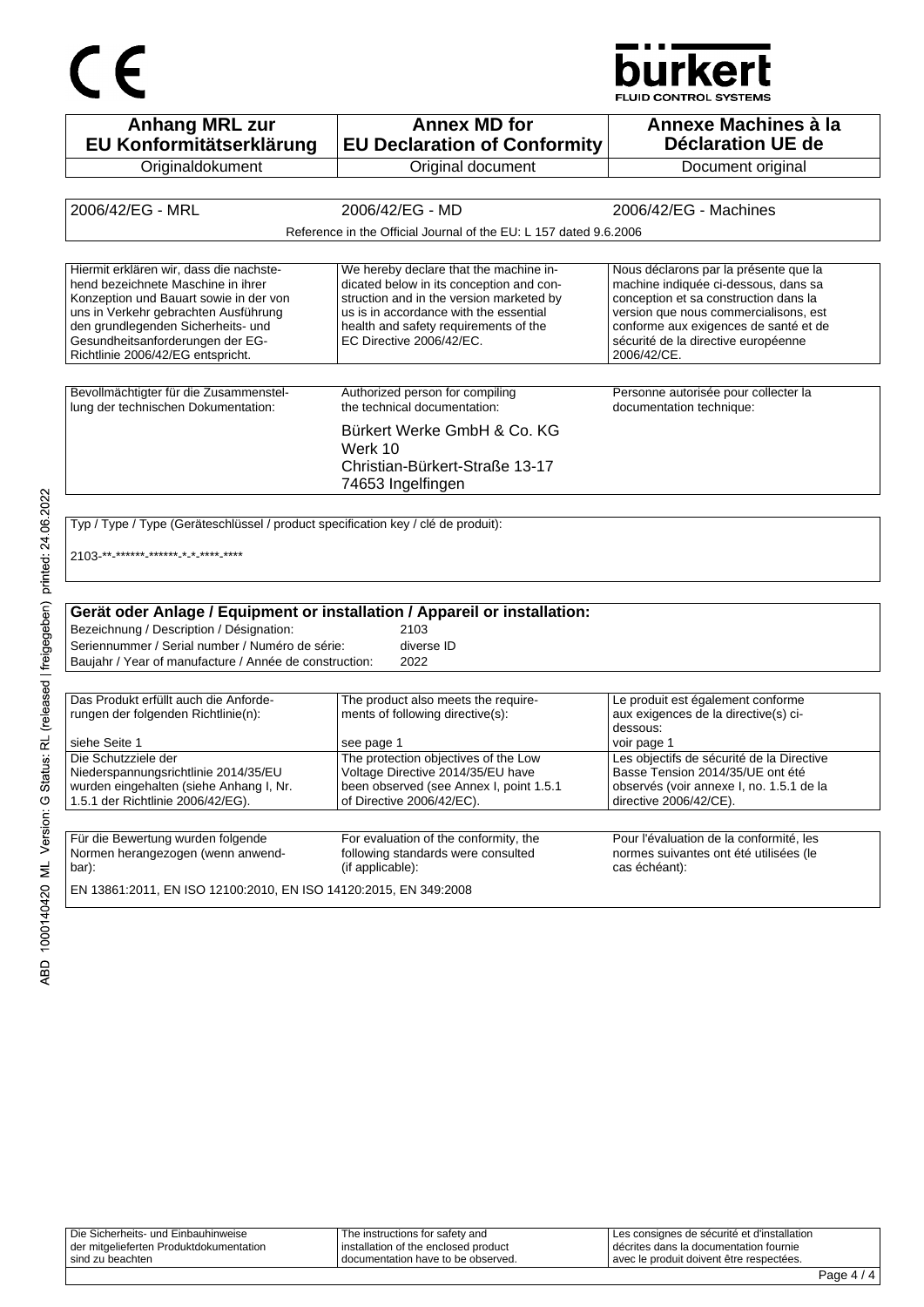| Anhang MRL zur EU Konformitätserklärung | Annex MD for EU Declaration of Conformity | Annexe Machines à la Déclaration UE de |
|---|---|---|
| Originaldokument | Original document | Document original |

| 2006/42/EG - MRL | 2006/42/EG - MD | 2006/42/EG - Machines |
|---|---|---|
| Reference in the Official Journal of the EU: L 157 dated 9.6.2006 | | |

| | | |
|---|---|---|
| Hiermit erklären wir, dass die nachstehend bezeichnete Maschine in ihrer Konzeption und Bauart sowie in der von uns in Verkehr gebrachten Ausführung den grundlegenden Sicherheits- und Gesundheitsanforderungen der EG-Richtlinie 2006/42/EG entspricht. | We hereby declare that the machine indicated below in its conception and construction and in the version marketed by us is in accordance with the essential health and safety requirements of the EC Directive 2006/42/EC. | Nous déclarons par la présente que la machine indiquée ci-dessous, dans sa conception et sa construction dans la version que nous commercialisons, est conforme aux exigences de santé et de sécurité de la directive européenne 2006/42/CE. |

| | | |
|---|---|---|
| Bevollmächtigter für die Zusammenstellung der technischen Dokumentation: | Authorized person for compiling the technical documentation: | Personne autorisée pour collecter la documentation technique: |

Bürkert Werke GmbH & Co. KG
Werk 10
Christian-Bürkert-Straße 13-17
74653 Ingelfingen

Typ / Type / Type (Geräteschlüssel / product specification key / clé de produit):

2103-**-******-******-*-*-****-****

**Gerät oder Anlage / Equipment or installation / Appareil or installation:**

| | |
|---|---|
| Bezeichnung / Description / Désignation: | 2103 |
| Seriennummer / Serial number / Numéro de série: | diverse ID |
| Baujahr / Year of manufacture / Année de construction: | 2022 |

| | | |
|---|---|---|
| Das Produkt erfüllt auch die Anforderungen der folgenden Richtlinie(n): | The product also meets the requirements of following directive(s): | Le produit est également conforme aux exigences de la directive(s) ci-dessous: |
| siehe Seite 1 | see page 1 | voir page 1 |
| Die Schutzziele der Niederspannungsrichtlinie 2014/35/EU wurden eingehalten (siehe Anhang I, Nr. 1.5.1 der Richtlinie 2006/42/EG). | The protection objectives of the Low Voltage Directive 2014/35/EU have been observed (see Annex I, point 1.5.1 of Directive 2006/42/EC). | Les objectifs de sécurité de la Directive Basse Tension 2014/35/UE ont été observés (voir annexe I, no. 1.5.1 de la directive 2006/42/CE). |

| | | |
|---|---|---|
| Für die Bewertung wurden folgende Normen herangezogen (wenn anwendbar): | For evaluation of the conformity, the following standards were consulted (if applicable): | Pour l'évaluation de la conformité, les normes suivantes ont été utilisées (le cas échéant): |

EN 13861:2011, EN ISO 12100:2010, EN ISO 14120:2015, EN 349:2008

| | | |
|---|---|---|
| Die Sicherheits- und Einbauhinweise der mitgelieferten Produktdokumentation sind zu beachten | The instructions for safety and installation of the enclosed product documentation have to be observed. | Les consignes de sécurité et d'installation décrites dans la documentation fournie avec le produit doivent être respectées. |